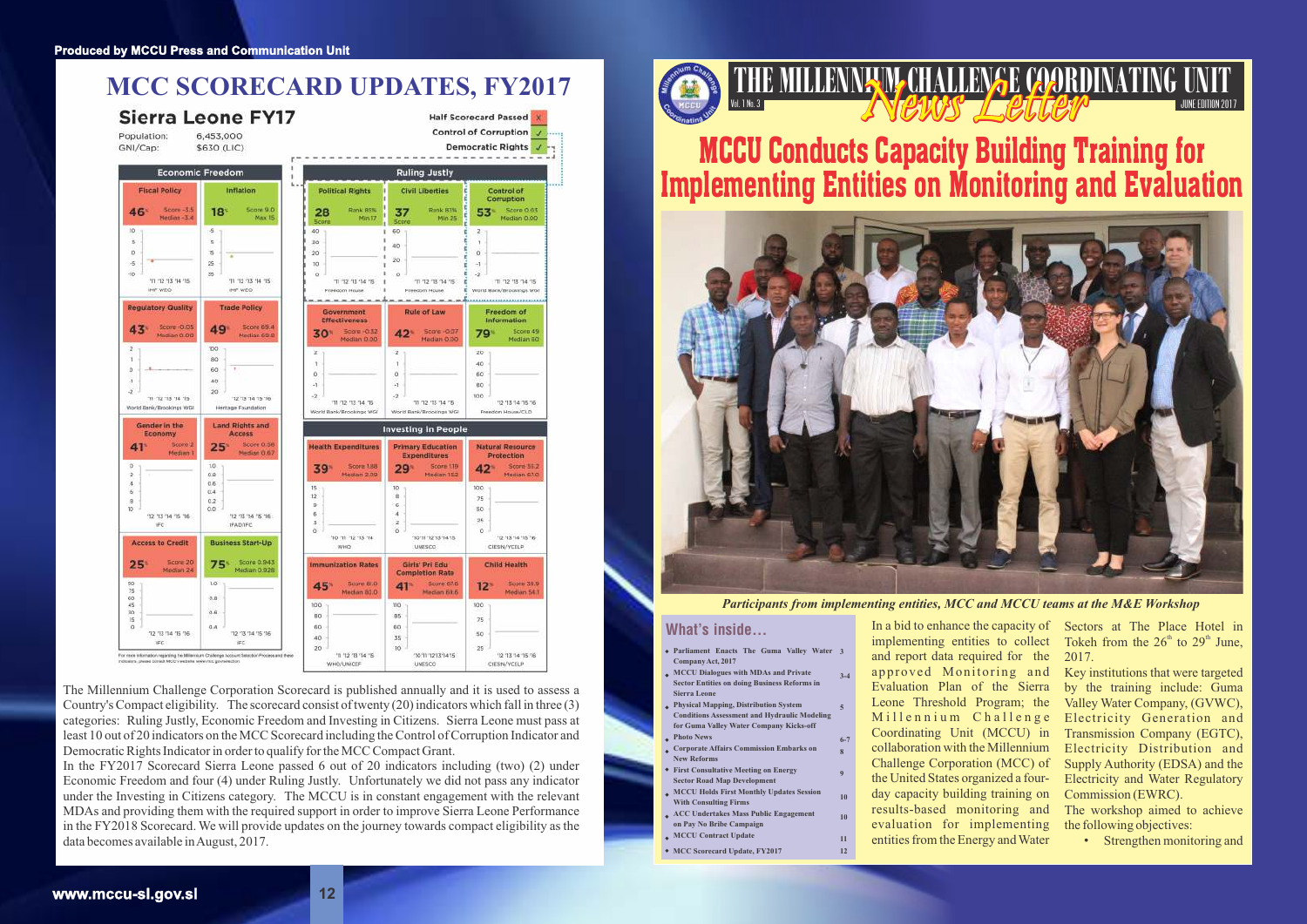Produced by MCCU Press and Communication Unit

# MCC SCORECARD UPDATES, FY2017

## Sierra Leone FY17

Population: 6,453,000
GNI/Cap: $630 (LIC)

Half Scorecard Passed ✗
Control of Corruption ✓
Democratic Rights ✓

### Economic Freedom

| Indicator | Percentile | Score | Median/Max | Source |
|---|---|---|---|---|
| Fiscal Policy | 46% | Score -3.5 | Median -3.4 | IMF WEO |
| Inflation | 18% | Score 9.0 | Max 15 | IMF WEO |
| Regulatory Quality | 43% | Score -0.05 | Median 0.00 | World Bank/Brookings WGI |
| Trade Policy | 49% | Score 69.4 | Median 69.8 | Heritage Foundation |
| Gender in the Economy | 41% | Score 2 | Median 1 | IFC |
| Land Rights and Access | 25% | Score 0.56 | Median 0.67 | IFAD/IFC |
| Access to Credit | 25% | Score 20 | Median 24 | IFC |
| Business Start-Up | 75% | Score 0.943 | Median 0.928 | IFC |

### Ruling Justly

| Indicator | Percentile | Score | Rank/Median | Source |
|---|---|---|---|---|
| Political Rights | | 28 Score | Rank 85% Min 17 | Freedom House |
| Civil Liberties | | 37 Score | Rank 83% Min 25 | Freedom House |
| Control of Corruption | 53% | Score 0.03 | Median 0.00 | World Bank/Brookings WGI |
| Government Effectiveness | 30% | Score -0.32 | Median 0.00 | World Bank/Brookings WGI |
| Rule of Law | 42% | Score -0.07 | Median 0.00 | World Bank/Brookings WGI |
| Freedom of Information | 79% | Score 49 | Median 60 | Freedom House/CLD |

### Investing in People

| Indicator | Percentile | Score | Median | Source |
|---|---|---|---|---|
| Health Expenditures | 39% | Score 1.88 | Median 2.09 | WHO |
| Primary Education Expenditures | 29% | Score 1.19 | Median 1.52 | UNESCO |
| Natural Resource Protection | 42% | Score 55.2 | Median 67.0 | CIESIN/YCELP |
| Immunization Rates | 45% | Score 81.0 | Median 81.0 | WHO/UNICEF |
| Girls' Pri Edu Completion Rate | 41% | Score 67.6 | Median 69.6 | UNESCO |
| Child Health | 12% | Score 39.9 | Median 54.1 | CIESIN/YCELP |

For more information regarding the Millennium Challenge Account Selection Process and these indicators, please contact MCC's website: www.mcc.gov/selection

The Millennium Challenge Corporation Scorecard is published annually and it is used to assess a Country's Compact eligibility. The scorecard consist of twenty (20) indicators which fall in three (3) categories: Ruling Justly, Economic Freedom and Investing in Citizens. Sierra Leone must pass at least 10 out of 20 indicators on the MCC Scorecard including the Control of Corruption Indicator and Democratic Rights Indicator in order to qualify for the MCC Compact Grant.

In the FY2017 Scorecard Sierra Leone passed 6 out of 20 indicators including (two) (2) under Economic Freedom and four (4) under Ruling Justly. Unfortunately we did not pass any indicator under the Investing in Citizens category. The MCCU is in constant engagement with the relevant MDAs and providing them with the required support in order to improve Sierra Leone Performance in the FY2018 Scorecard. We will provide updates on the journey towards compact eligibility as the data becomes available in August, 2017.

www.mccu-sl.gov.sl

---

# THE MILLENNIUM CHALLENGE COORDINATING UNIT News Letter

Vol. 1 No. 3 — JUNE EDITION 2017

# MCCU Conducts Capacity Building Training for Implementing Entities on Monitoring and Evaluation

*Participants from implementing entities, MCC and MCCU teams at the M&E Workshop*

## What's inside...

- Parliament Enacts The Guma Valley Water Company Act, 2017 — 3
- MCCU Dialogues with MDAs and Private Sector Entities on doing Business Reforms in Sierra Leone — 3-4
- Physical Mapping, Distribution System Conditions Assessment and Hydraulic Modeling for Guma Valley Water Company Kicks-off — 5
- Photo News — 6-7
- Corporate Affairs Commission Embarks on New Reforms — 8
- First Consultative Meeting on Energy Sector Road Map Development — 9
- MCCU Holds First Monthly Updates Session With Consulting Firms — 10
- ACC Undertakes Mass Public Engagement on Pay No Bribe Campaign — 10
- MCCU Contract Update — 11
- MCC Scorecard Update, FY2017 — 12

In a bid to enhance the capacity of implementing entities to collect and report data required for the approved Monitoring and Evaluation Plan of the Sierra Leone Threshold Program; the Millennium Challenge Coordinating Unit (MCCU) in collaboration with the Millennium Challenge Corporation (MCC) of the United States organized a four-day capacity building training on results-based monitoring and evaluation for implementing entities from the Energy and Water Sectors at The Place Hotel in Tokeh from the 26[th] to 29[th] June, 2017.

Key institutions that were targeted by the training include: Guma Valley Water Company, (GVWC), Electricity Generation and Transmission Company (EGTC), Electricity Distribution and Supply Authority (EDSA) and the Electricity and Water Regulatory Commission (EWRC).

The workshop aimed to achieve the following objectives:

- Strengthen monitoring and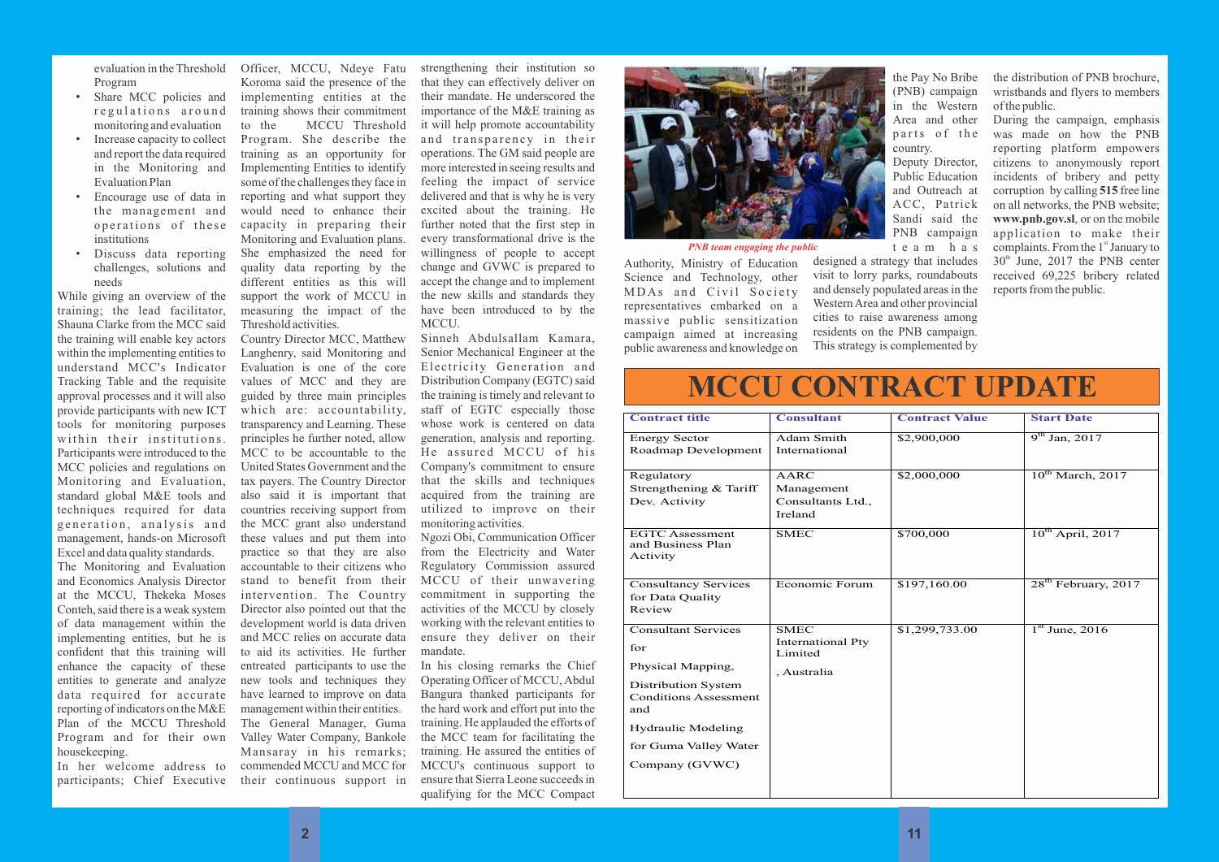evaluation in the Threshold Program

- Share MCC policies and regulations around monitoring and evaluation
- Increase capacity to collect and report the data required in the Monitoring and Evaluation Plan
- Encourage use of data in the management and operations of these institutions
- Discuss data reporting challenges, solutions and needs

While giving an overview of the training; the lead facilitator, Shauna Clarke from the MCC said the training will enable key actors within the implementing entities to understand MCC's Indicator Tracking Table and the requisite approval processes and it will also provide participants with new ICT tools for monitoring purposes within their institutions. Participants were introduced to the MCC policies and regulations on Monitoring and Evaluation, standard global M&E tools and techniques required for data generation, analysis and management, hands-on Microsoft Excel and data quality standards.

The Monitoring and Evaluation and Economics Analysis Director at the MCCU, Thekeka Moses Conteh, said there is a weak system of data management within the implementing entities, but he is confident that this training will enhance the capacity of these entities to generate and analyze data required for accurate reporting of indicators on the M&E Plan of the MCCU Threshold Program and for their own housekeeping.

In her welcome address to participants; Chief Executive Officer, MCCU, Ndeye Fatu Koroma said the presence of the implementing entities at the training shows their commitment to the MCCU Threshold Program. She describe the training as an opportunity for Implementing Entities to identify some of the challenges they face in reporting and what support they would need to enhance their capacity in preparing their Monitoring and Evaluation plans. She emphasized the need for quality data reporting by the different entities as this will support the work of MCCU in measuring the impact of the Threshold activities.

Country Director MCC, Matthew Langhenry, said Monitoring and Evaluation is one of the core values of MCC and they are guided by three main principles which are: accountability, transparency and Learning. These principles he further noted, allow MCC to be accountable to the United States Government and the tax payers. The Country Director also said it is important that countries receiving support from the MCC grant also understand these values and put them into practice so that they are also accountable to their citizens who stand to benefit from their intervention. The Country Director also pointed out that the development world is data driven and MCC relies on accurate data to aid its activities. He further entreated participants to use the new tools and techniques they have learned to improve on data management within their entities.

The General Manager, Guma Valley Water Company, Bankole Mansaray in his remarks; commended MCCU and MCC for their continuous support in strengthening their institution so that they can effectively deliver on their mandate. He underscored the importance of the M&E training as it will help promote accountability and transparency in their operations. The GM said people are more interested in seeing results and feeling the impact of service delivered and that is why he is very excited about the training. He further noted that the first step in every transformational drive is the willingness of people to accept change and GVWC is prepared to accept the change and to implement the new skills and standards they have been introduced to by the MCCU.

Sinneh Abdulsallam Kamara, Senior Mechanical Engineer at the Electricity Generation and Distribution Company (EGTC) said the training is timely and relevant to staff of EGTC especially those whose work is centered on data generation, analysis and reporting. He assured MCCU of his Company's commitment to ensure that the skills and techniques acquired from the training are utilized to improve on their monitoring activities.

Ngozi Obi, Communication Officer from the Electricity and Water Regulatory Commission assured MCCU of their unwavering commitment in supporting the activities of the MCCU by closely working with the relevant entities to ensure they deliver on their mandate.

In his closing remarks the Chief Operating Officer of MCCU, Abdul Bangura thanked participants for the hard work and effort put into the training. He applauded the efforts of the MCC team for facilitating the training. He assured the entities of MCCU's continuous support to ensure that Sierra Leone succeeds in qualifying for the MCC Compact

*PNB team engaging the public*

Authority, Ministry of Education Science and Technology, other MDAs and Civil Society representatives embarked on a massive public sensitization campaign aimed at increasing public awareness and knowledge on the Pay No Bribe (PNB) campaign in the Western Area and other parts of the country.

Deputy Director, Public Education and Outreach at ACC, Patrick Sandi said the PNB campaign team has designed a strategy that includes visit to lorry parks, roundabouts and densely populated areas in the Western Area and other provincial cities to raise awareness among residents on the PNB campaign. This strategy is complemented by the distribution of PNB brochure, wristbands and flyers to members of the public.

During the campaign, emphasis was made on how the PNB reporting platform empowers citizens to anonymously report incidents of bribery and petty corruption by calling **515** free line on all networks, the PNB website; **www.pnb.gov.sl**, or on the mobile application to make their complaints. From the 1st January to 30th June, 2017 the PNB center received 69,225 bribery related reports from the public.

# MCCU CONTRACT UPDATE

| Contract title | Consultant | Contract Value | Start Date |
|---|---|---|---|
| Energy Sector Roadmap Development | Adam Smith International | $2,900,000 | 9th Jan, 2017 |
| Regulatory Strengthening & Tariff Dev. Activity | AARC Management Consultants Ltd., Ireland | $2,000,000 | 10th March, 2017 |
| EGTC Assessment and Business Plan Activity | SMEC | $700,000 | 10th April, 2017 |
| Consultancy Services for Data Quality Review | Economic Forum | $197,160.00 | 28th February, 2017 |
| Consultant Services for Physical Mapping, Distribution System Conditions Assessment and Hydraulic Modeling for Guma Valley Water Company (GVWC) | SMEC International Pty Limited, Australia | $1,299,733.00 | 1st June, 2016 |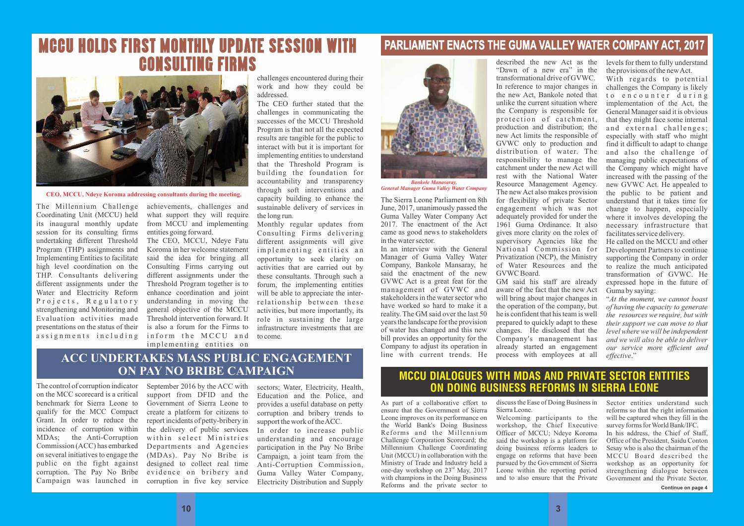# MCCU HOLDS FIRST MONTHLY UPDATE SESSION WITH CONSULTING FIRMS

CEO, MCCU, Ndeye Koroma addressing consultants during the meeting.

The Millennium Challenge Coordinating Unit (MCCU) held its inaugural monthly update session for its consulting firms undertaking different Threshold Program (THP) assignments and Implementing Entities to facilitate high level coordination on the THP. Consultants delivering different assignments under the Water and Electricity Reform Projects, Regulatory strengthening and Monitoring and Evaluation activities made presentations on the status of their assignments including achievements, challenges and what support they will require from MCCU and implementing entities going forward.

The CEO, MCCU, Ndeye Fatu Koroma in her welcome statement said the idea for bringing all Consulting Firms carrying out different assignments under the Threshold Program together is to enhance coordination and joint understanding in moving the general objective of the MCCU Threshold intervention forward. It is also a forum for the Firms to inform the MCCU and implementing entities on challenges encountered during their work and how they could be addressed.

The CEO further stated that the challenges in communicating the successes of the MCCU Threshold Program is that not all the expected results are tangible for the public to interact with but it is important for implementing entities to understand that the Threshold Program is building the foundation for accountability and transparency through soft interventions and capacity building to enhance the sustainable delivery of services in the long run.

Monthly regular updates from Consulting Firms delivering different assignments will give implementing entities an opportunity to seek clarity on activities that are carried out by these consultants. Through such a forum, the implementing entities will be able to appreciate the inter-relationship between these activities, but more importantly, its role in sustaining the large infrastructure investments that are to come.

# ACC UNDERTAKES MASS PUBLIC ENGAGEMENT ON PAY NO BRIBE CAMPAIGN

The control of corruption indicator on the MCC scorecard is a critical benchmark for Sierra Leone to qualify for the MCC Compact Grant. In order to reduce the incidence of corruption within MDAs; the Anti-Corruption Commission (ACC) has embarked on several initiatives to engage the public on the fight against corruption. The Pay No Bribe Campaign was launched in September 2016 by the ACC with support from DFID and the Government of Sierra Leone to create a platform for citizens to report incidents of petty-bribery in the delivery of public services within select Ministries Departments and Agencies (MDAs). Pay No Bribe is designed to collect real time evidence on bribery and corruption in five key service sectors; Water, Electricity, Health, Education and the Police, and provides a useful database on petty corruption and bribery trends to support the work of the ACC.

In order to increase public understanding and encourage participation in the Pay No Bribe Campaign, a joint team from the Anti-Corruption Commission, Guma Valley Water Company, Electricity Distribution and Supply

# PARLIAMENT ENACTS THE GUMA VALLEY WATER COMPANY ACT, 2017

*Bankole Manasaray, General Manager Guma Valley Water Company*

The Sierra Leone Parliament on 8th June, 2017, unanimously passed the Guma Valley Water Company Act 2017. The enactment of the Act came as good news to stakeholders in the water sector.

In an interview with the General Manager of Guma Valley Water Company, Bankole Mansaray, he said the enactment of the new GVWC Act is a great feat for the management of GVWC and stakeholders in the water sector who have worked so hard to make it a reality. The GM said over the last 50 years the landscape for the provision of water has changed and this new bill provides an opportunity for the Company to adjust its operation in line with current trends. He described the new Act as the "Dawn of a new era" in the transformational drive of GVWC.

In reference to major changes in the new Act, Bankole noted that unlike the current situation where the Company is responsible for protection of catchment, production and distribution; the new Act limits the responsible of GVWC only to production and distribution of water. The responsibility to manage the catchment under the new Act will rest with the National Water Resource Management Agency. The new Act also makes provision for flexibility of private Sector engagement which was not adequately provided for under the 1961 Guma Ordinance. It also gives more clarity on the roles of supervisory Agencies like the National Commission for Privatization (NCP), the Ministry of Water Resources and the GVWC Board.

GM said his staff are already aware of the fact that the new Act will bring about major changes in the operation of the company, but he is confident that his team is well prepared to quickly adapt to these changes. He disclosed that the Company's management has already started an engagement process with employees at all levels for them to fully understand the provisions of the new Act.

With regards to potential challenges the Company is likely to encounter during implementation of the Act, the General Manager said it is obvious that they might face some internal and external challenges; especially with staff who might find it difficult to adapt to change and also the challenge of managing public expectations of the Company which might have increased with the passing of the new GVWC Act. He appealed to the public to be patient and understand that it takes time for change to happen, especially where it involves developing the necessary infrastructure that facilitates service delivery.

He called on the MCCU and other Development Partners to continue supporting the Company in order to realize the much anticipated transformation of GVWC. He expressed hope in the future of Guma by saying:

"*At the moment, we cannot boast of having the capacity to generate the resources we require, but with their support we can move to that level where we will be independent and we will also be able to deliver our service more efficient and effective*."

# MCCU DIALOGUES WITH MDAS AND PRIVATE SECTOR ENTITIES ON DOING BUSINESS REFORMS IN SIERRA LEONE

As part of a collaborative effort to ensure that the Government of Sierra Leone improves on its performance on the World Bank's Doing Business Reforms and the Millennium Challenge Corporation Scorecard; the Millennium Challenge Coordinating Unit (MCCU) in collaboration with the Ministry of Trade and Industry held a one-day workshop on 23rd May, 2017 with champions in the Doing Business Reforms and the private sector to discuss the Ease of Doing Business in Sierra Leone.

Welcoming participants to the workshop, the Chief Executive Officer of MCCU; Ndeye Koroma said the workshop is a platform for doing business reforms leaders to engage on reforms that have been pursued by the Government of Sierra Leone within the reporting period and to also ensure that the Private Sector entities understand such reforms so that the right information will be captured when they fill in the survey forms for World Bank/IFC.

In his address, the Chief of Staff, Office of the President, Saidu Conton Sesay who is also the chairman of the MCCU Board described the workshop as an opportunity for strengthening dialogue between Government and the Private Sector.

**Continue on page 4**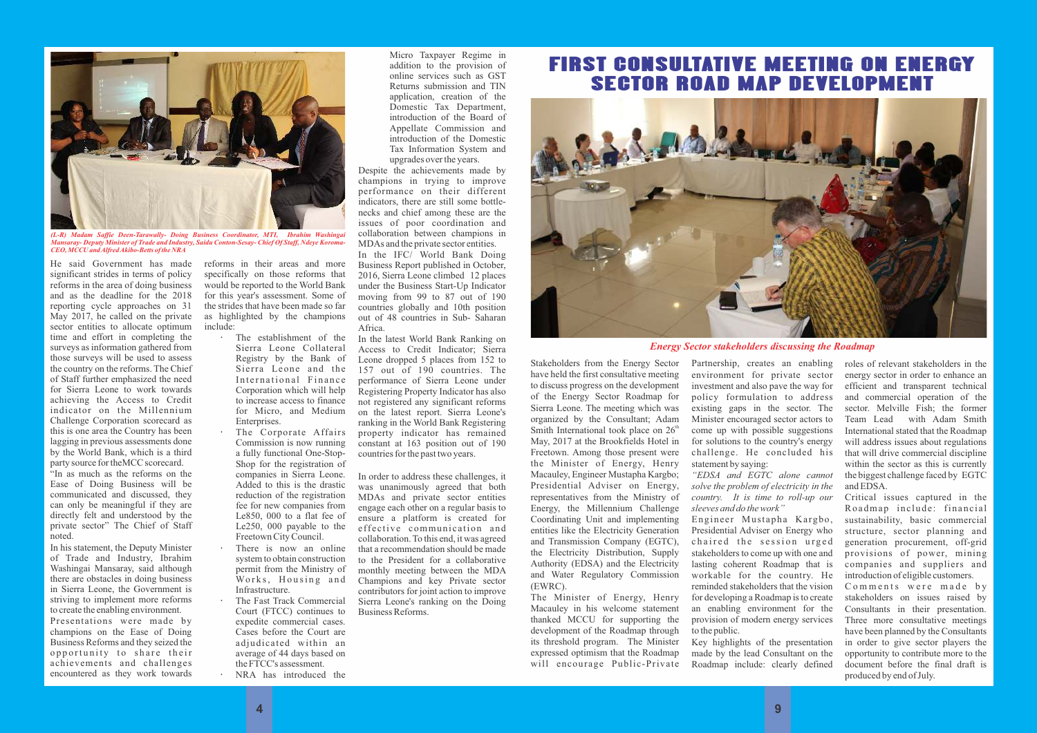*(L-R) Madam Saffie Deen-Tarawally- Doing Business Coordinator, MTI, Ibrahim Washingai Mansaray- Deputy Minister of Trade and Industry, Saidu Conton-Sesay- Chief Of Staff, Ndeye Koroma-CEO, MCCU and Alfred Akibo-Betts of the NRA*

He said Government has made significant strides in terms of policy reforms in the area of doing business and as the deadline for the 2018 reporting cycle approaches on 31 May 2017, he called on the private sector entities to allocate optimum time and effort in completing the surveys as information gathered from those surveys will be used to assess the country on the reforms. The Chief of Staff further emphasized the need for Sierra Leone to work towards achieving the Access to Credit indicator on the Millennium Challenge Corporation scorecard as this is one area the Country has been lagging in previous assessments done by the World Bank, which is a third party source for theMCC scorecard.

"In as much as the reforms on the Ease of Doing Business will be communicated and discussed, they can only be meaningful if they are directly felt and understood by the private sector" The Chief of Staff noted.

In his statement, the Deputy Minister of Trade and Industry, Ibrahim Washingai Mansaray, said although there are obstacles in doing business in Sierra Leone, the Government is striving to implement more reforms to create the enabling environment.

Presentations were made by champions on the Ease of Doing Business Reforms and they seized the opportunity to share their achievements and challenges encountered as they work towards reforms in their areas and more specifically on those reforms that would be reported to the World Bank for this year's assessment. Some of the strides that have been made so far as highlighted by the champions include:

- The establishment of the Sierra Leone Collateral Registry by the Bank of Sierra Leone and the International Finance Corporation which will help to increase access to finance for Micro, and Medium Enterprises.
- The Corporate Affairs Commission is now running a fully functional One-Stop-Shop for the registration of companies in Sierra Leone. Added to this is the drastic reduction of the registration fee for new companies from Le850, 000 to a flat fee of Le250, 000 payable to the Freetown City Council.
- There is now an online system to obtain construction permit from the Ministry of Works, Housing and Infrastructure.
- The Fast Track Commercial Court (FTCC) continues to expedite commercial cases. Cases before the Court are adjudicated within an average of 44 days based on the FTCC's assessment.
- NRA has introduced the Micro Taxpayer Regime in addition to the provision of online services such as GST Returns submission and TIN application, creation of the Domestic Tax Department, introduction of the Board of Appellate Commission and introduction of the Domestic Tax Information System and upgrades over the years.

Despite the achievements made by champions in trying to improve performance on their different indicators, there are still some bottle-necks and chief among these are the issues of poor coordination and collaboration between champions in MDAs and the private sector entities.

In the IFC/ World Bank Doing Business Report published in October, 2016, Sierra Leone climbed 12 places under the Business Start-Up Indicator moving from 99 to 87 out of 190 countries globally and 10th position out of 48 countries in Sub- Saharan Africa.

In the latest World Bank Ranking on Access to Credit Indicator; Sierra Leone dropped 5 places from 152 to 157 out of 190 countries. The performance of Sierra Leone under Registering Property Indicator has also not registered any significant reforms on the latest report. Sierra Leone's ranking in the World Bank Registering property indicator has remained constant at 163 position out of 190 countries for the past two years.

In order to address these challenges, it was unanimously agreed that both MDAs and private sector entities engage each other on a regular basis to ensure a platform is created for effective communication and collaboration. To this end, it was agreed that a recommendation should be made to the President for a collaborative monthly meeting between the MDA Champions and key Private sector contributors for joint action to improve Sierra Leone's ranking on the Doing Business Reforms.

# FIRST CONSULTATIVE MEETING ON ENERGY SECTOR ROAD MAP DEVELOPMENT

*Energy Sector stakeholders discussing the Roadmap*

Stakeholders from the Energy Sector have held the first consultative meeting to discuss progress on the development of the Energy Sector Roadmap for Sierra Leone. The meeting which was organized by the Consultant; Adam Smith International took place on 26th May, 2017 at the Brookfields Hotel in Freetown. Among those present were the Minister of Energy, Henry Macauley, Engineer Mustapha Kargbo; Presidential Adviser on Energy, representatives from the Ministry of Energy, the Millennium Challenge Coordinating Unit and implementing entities like the Electricity Generation and Transmission Company (EGTC), the Electricity Distribution, Supply Authority (EDSA) and the Electricity and Water Regulatory Commission (EWRC).

The Minister of Energy, Henry Macauley in his welcome statement thanked MCCU for supporting the development of the Roadmap through its threshold program. The Minister expressed optimism that the Roadmap will encourage Public-Private Partnership, creates an enabling environment for private sector investment and also pave the way for policy formulation to address existing gaps in the sector. The Minister encouraged sector actors to come up with possible suggestions for solutions to the country's energy challenge. He concluded his statement by saying:

*"EDSA and EGTC alone cannot solve the problem of electricity in the country. It is time to roll-up our sleeves and do the work"*

Engineer Mustapha Kargbo, Presidential Adviser on Energy who chaired the session urged stakeholders to come up with one and lasting coherent Roadmap that is workable for the country. He reminded stakeholders that the vision for developing a Roadmap is to create an enabling environment for the provision of modern energy services to the public.

Key highlights of the presentation made by the lead Consultant on the Roadmap include: clearly defined roles of relevant stakeholders in the energy sector in order to enhance an efficient and transparent technical and commercial operation of the sector. Melville Fish; the former Team Lead with Adam Smith International stated that the Roadmap will address issues about regulations that will drive commercial discipline within the sector as this is currently the biggest challenge faced by EGTC and EDSA.

Critical issues captured in the Roadmap include: financial sustainability, basic commercial structure, sector planning and generation procurement, off-grid provisions of power, mining companies and suppliers and introduction of eligible customers.

Comments were made by stakeholders on issues raised by Consultants in their presentation. Three more consultative meetings have been planned by the Consultants in order to give sector players the opportunity to contribute more to the document before the final draft is produced by end of July.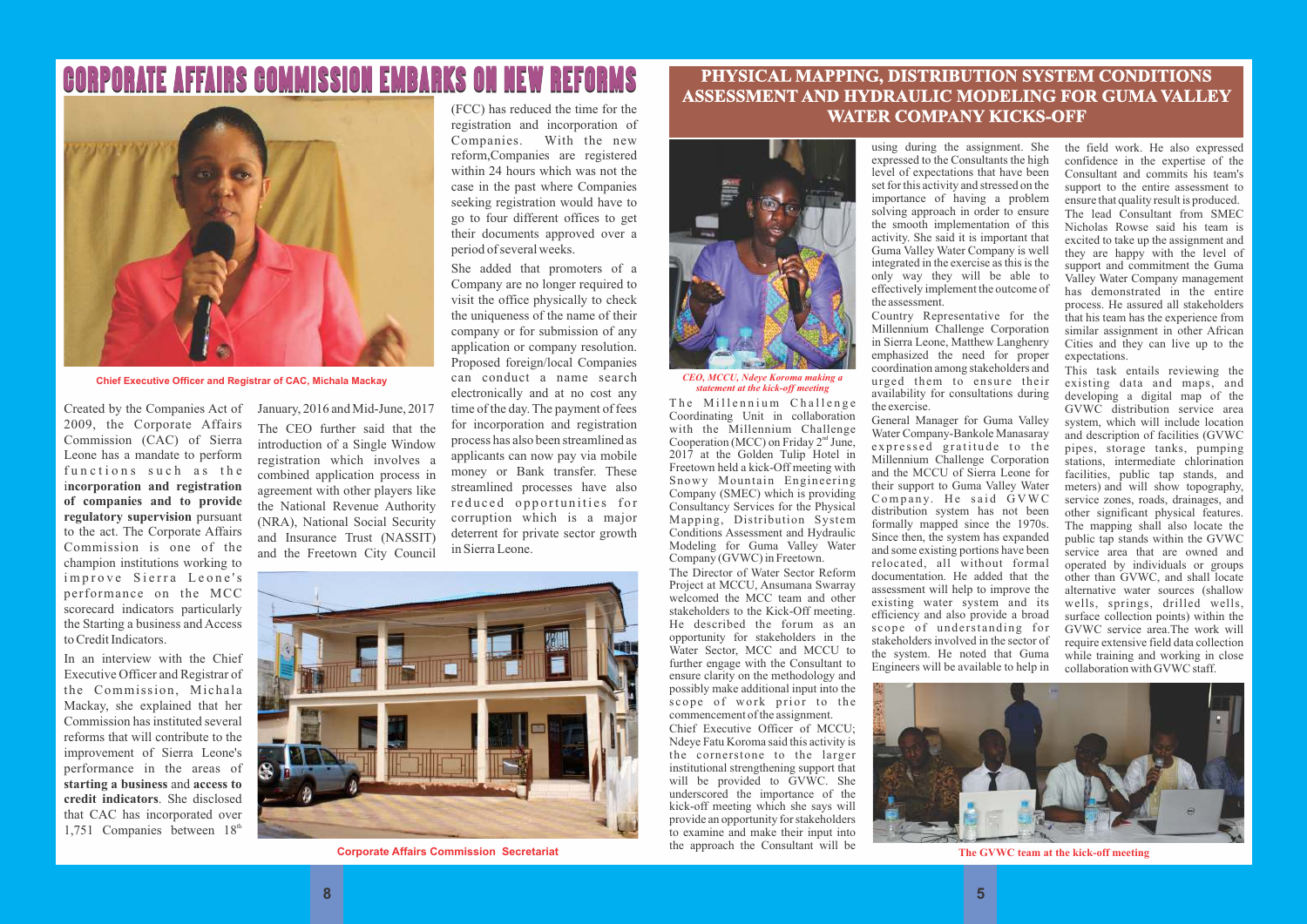# CORPORATE AFFAIRS COMMISSION EMBARKS ON NEW REFORMS

Chief Executive Officer and Registrar of CAC, Michala Mackay

Created by the Companies Act of 2009, the Corporate Affairs Commission (CAC) of Sierra Leone has a mandate to perform functions such as the **incorporation and registration of companies and to provide regulatory supervision** pursuant to the act. The Corporate Affairs Commission is one of the champion institutions working to improve Sierra Leone's performance on the MCC scorecard indicators particularly the Starting a business and Access to Credit Indicators.

In an interview with the Chief Executive Officer and Registrar of the Commission, Michala Mackay, she explained that her Commission has instituted several reforms that will contribute to the improvement of Sierra Leone's performance in the areas of **starting a business** and **access to credit indicators**. She disclosed that CAC has incorporated over 1,751 Companies between 18th January, 2016 and Mid-June, 2017

The CEO further said that the introduction of a Single Window registration which involves a combined application process in agreement with other players like the National Revenue Authority (NRA), National Social Security and Insurance Trust (NASSIT) and the Freetown City Council (FCC) has reduced the time for the registration and incorporation of Companies. With the new reform,Companies are registered within 24 hours which was not the case in the past where Companies seeking registration would have to go to four different offices to get their documents approved over a period of several weeks.

She added that promoters of a Company are no longer required to visit the office physically to check the uniqueness of the name of their company or for submission of any application or company resolution. Proposed foreign/local Companies can conduct a name search electronically and at no cost any time of the day. The payment of fees for incorporation and registration process has also been streamlined as applicants can now pay via mobile money or Bank transfer. These streamlined processes have also reduced opportunities for corruption which is a major deterrent for private sector growth in Sierra Leone.

Corporate Affairs Commission Secretariat

# PHYSICAL MAPPING, DISTRIBUTION SYSTEM CONDITIONS ASSESSMENT AND HYDRAULIC MODELING FOR GUMA VALLEY WATER COMPANY KICKS-OFF

*CEO, MCCU, Ndeye Koroma making a statement at the kick-off meeting*

The Millennium Challenge Coordinating Unit in collaboration with the Millennium Challenge Cooperation (MCC) on Friday 2nd June, 2017 at the Golden Tulip Hotel in Freetown held a kick-Off meeting with Snowy Mountain Engineering Company (SMEC) which is providing Consultancy Services for the Physical Mapping, Distribution System Conditions Assessment and Hydraulic Modeling for Guma Valley Water Company (GVWC) in Freetown.

The Director of Water Sector Reform Project at MCCU, Ansumana Swarray welcomed the MCC team and other stakeholders to the Kick-Off meeting. He described the forum as an opportunity for stakeholders in the Water Sector, MCC and MCCU to further engage with the Consultant to ensure clarity on the methodology and possibly make additional input into the scope of work prior to the commencement of the assignment.

Chief Executive Officer of MCCU; Ndeye Fatu Koroma said this activity is the cornerstone to the larger institutional strengthening support that will be provided to GVWC. She underscored the importance of the kick-off meeting which she says will provide an opportunity for stakeholders to examine and make their input into the approach the Consultant will be using during the assignment. She expressed to the Consultants the high level of expectations that have been set for this activity and stressed on the importance of having a problem solving approach in order to ensure the smooth implementation of this activity. She said it is important that Guma Valley Water Company is well integrated in the exercise as this is the only way they will be able to effectively implement the outcome of the assessment.

Country Representative for the Millennium Challenge Corporation in Sierra Leone, Matthew Langhenry emphasized the need for proper coordination among stakeholders and urged them to ensure their availability for consultations during the exercise.

General Manager for Guma Valley Water Company-Bankole Manasaray expressed gratitude to the Millennium Challenge Corporation and the MCCU of Sierra Leone for their support to Guma Valley Water Company. He said GVWC distribution system has not been formally mapped since the 1970s. Since then, the system has expanded and some existing portions have been relocated, all without formal documentation. He added that the assessment will help to improve the existing water system and its efficiency and also provide a broad scope of understanding for stakeholders involved in the sector of the system. He noted that Guma Engineers will be available to help in the field work. He also expressed confidence in the expertise of the Consultant and commits his team's support to the entire assessment to ensure that quality result is produced.

The lead Consultant from SMEC Nicholas Rowse said his team is excited to take up the assignment and they are happy with the level of support and commitment the Guma Valley Water Company management has demonstrated in the entire process. He assured all stakeholders that his team has the experience from similar assignment in other African Cities and they can live up to the expectations.

This task entails reviewing the existing data and maps, and developing a digital map of the GVWC distribution service area system, which will include location and description of facilities (GVWC pipes, storage tanks, pumping stations, intermediate chlorination facilities, public tap stands, and meters) and will show topography, service zones, roads, drainages, and other significant physical features. The mapping shall also locate the public tap stands within the GVWC service area that are owned and operated by individuals or groups other than GVWC, and shall locate alternative water sources (shallow wells, springs, drilled wells, surface collection points) within the GVWC service area.The work will require extensive field data collection while training and working in close collaboration with GVWC staff.

The GVWC team at the kick-off meeting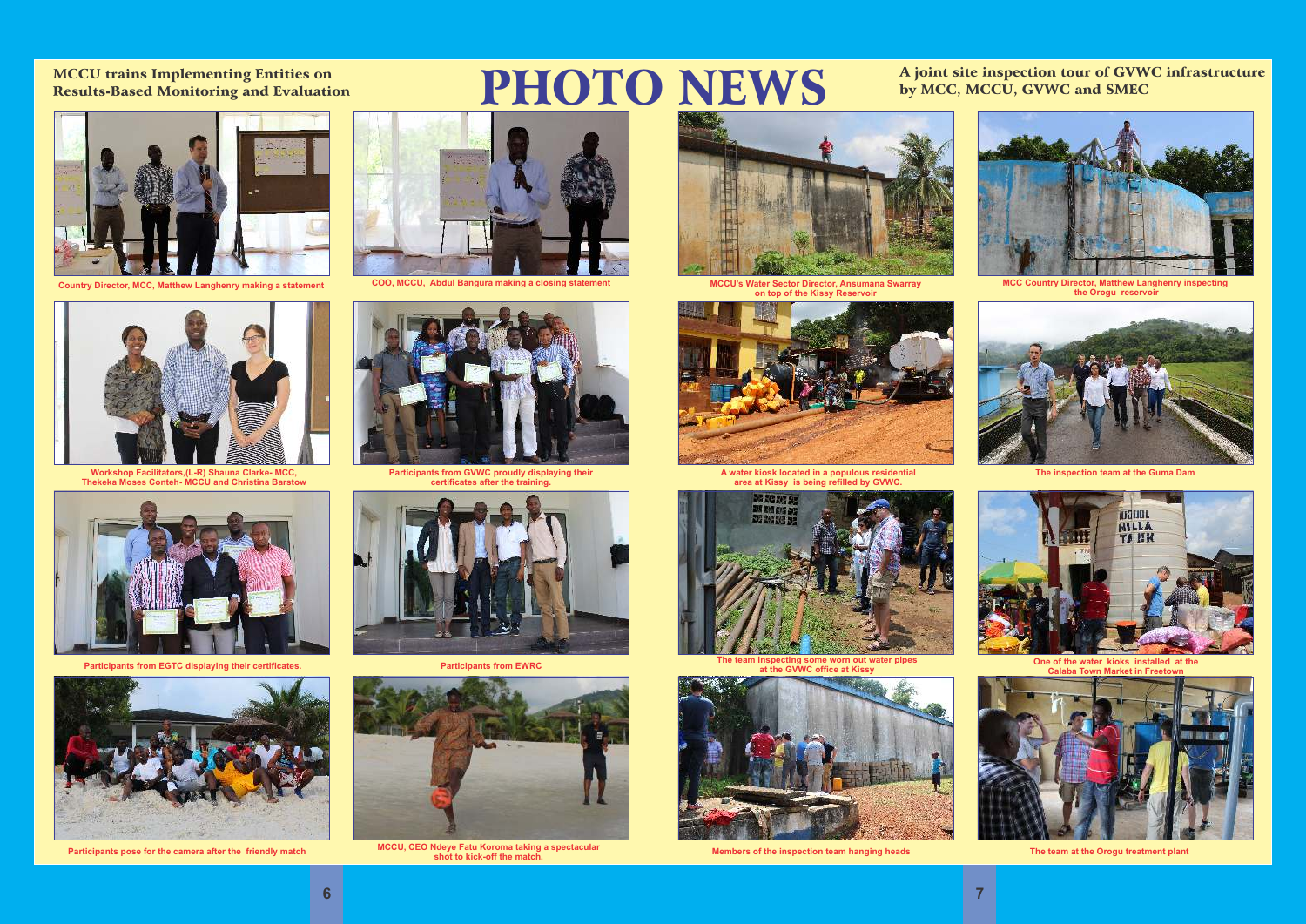# PHOTO NEWS

## MCCU trains Implementing Entities on Results-Based Monitoring and Evaluation

Country Director, MCC, Matthew Langhenry making a statement

COO, MCCU, Abdul Bangura making a closing statement

Workshop Facilitators,(L-R) Shauna Clarke- MCC, Thekeka Moses Conteh- MCCU and Christina Barstow

Participants from GVWC proudly displaying their certificates after the training.

Participants from EGTC displaying their certificates.

Participants from EWRC

Participants pose for the camera after the friendly match

MCCU, CEO Ndeye Fatu Koroma taking a spectacular shot to kick-off the match.

## A joint site inspection tour of GVWC infrastructure by MCC, MCCU, GVWC and SMEC

MCCU's Water Sector Director, Ansumana Swarray on top of the Kissy Reservoir

MCC Country Director, Matthew Langhenry inspecting the Orogu reservoir

A water kiosk located in a populous residential area at Kissy is being refilled by GVWC.

The inspection team at the Guma Dam

The team inspecting some worn out water pipes at the GVWC office at Kissy

One of the water kioks installed at the Calaba Town Market in Freetown

Members of the inspection team hanging heads

The team at the Orogu treatment plant